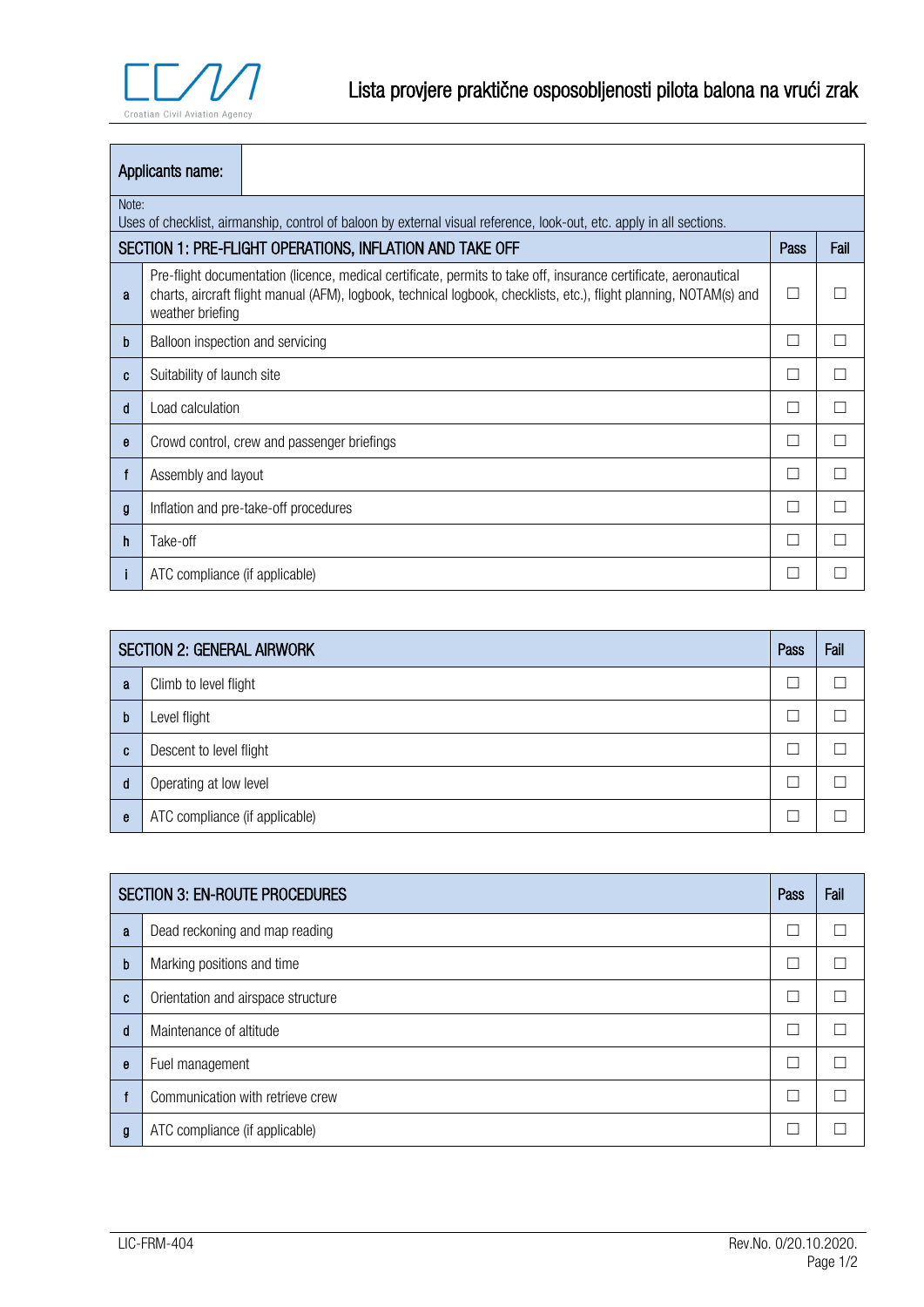# Lista provjere praktične osposobljenosti pilota balona na vrući zrak

| Applicants name: | |
|---|---|

Note:
Uses of checklist, airmanship, control of baloon by external visual reference, look-out, etc. apply in all sections.

| | SECTION 1: PRE-FLIGHT OPERATIONS, INFLATION AND TAKE OFF | Pass | Fail |
|---|---|---|---|
| a | Pre-flight documentation (licence, medical certificate, permits to take off, insurance certificate, aeronautical charts, aircraft flight manual (AFM), logbook, technical logbook, checklists, etc.), flight planning, NOTAM(s) and weather briefing | ☐ | ☐ |
| b | Balloon inspection and servicing | ☐ | ☐ |
| c | Suitability of launch site | ☐ | ☐ |
| d | Load calculation | ☐ | ☐ |
| e | Crowd control, crew and passenger briefings | ☐ | ☐ |
| f | Assembly and layout | ☐ | ☐ |
| g | Inflation and pre-take-off procedures | ☐ | ☐ |
| h | Take-off | ☐ | ☐ |
| i | ATC compliance (if applicable) | ☐ | ☐ |

| | SECTION 2: GENERAL AIRWORK | Pass | Fail |
|---|---|---|---|
| a | Climb to level flight | ☐ | ☐ |
| b | Level flight | ☐ | ☐ |
| c | Descent to level flight | ☐ | ☐ |
| d | Operating at low level | ☐ | ☐ |
| e | ATC compliance (if applicable) | ☐ | ☐ |

| | SECTION 3: EN-ROUTE PROCEDURES | Pass | Fail |
|---|---|---|---|
| a | Dead reckoning and map reading | ☐ | ☐ |
| b | Marking positions and time | ☐ | ☐ |
| c | Orientation and airspace structure | ☐ | ☐ |
| d | Maintenance of altitude | ☐ | ☐ |
| e | Fuel management | ☐ | ☐ |
| f | Communication with retrieve crew | ☐ | ☐ |
| g | ATC compliance (if applicable) | ☐ | ☐ |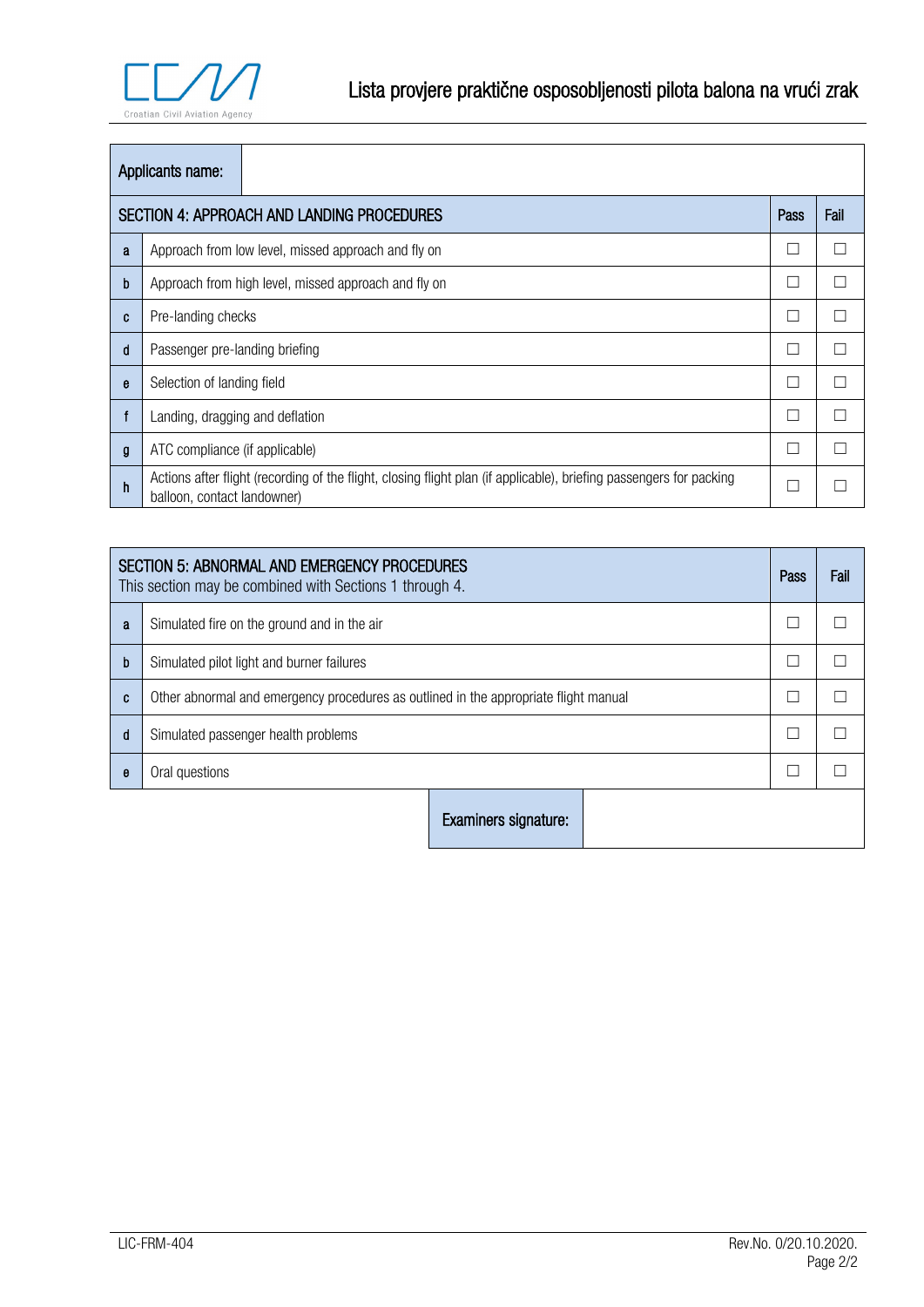# Lista provjere praktične osposobljenosti pilota balona na vrući zrak

| Applicants name: | | | |
|---|---|---|---|
| **SECTION 4: APPROACH AND LANDING PROCEDURES** | | **Pass** | **Fail** |
| a | Approach from low level, missed approach and fly on | ☐ | ☐ |
| b | Approach from high level, missed approach and fly on | ☐ | ☐ |
| c | Pre-landing checks | ☐ | ☐ |
| d | Passenger pre-landing briefing | ☐ | ☐ |
| e | Selection of landing field | ☐ | ☐ |
| f | Landing, dragging and deflation | ☐ | ☐ |
| g | ATC compliance (if applicable) | ☐ | ☐ |
| h | Actions after flight (recording of the flight, closing flight plan (if applicable), briefing passengers for packing balloon, contact landowner) | ☐ | ☐ |

| SECTION 5: ABNORMAL AND EMERGENCY PROCEDURES<br>This section may be combined with Sections 1 through 4. | | Pass | Fail |
|---|---|---|---|
| a | Simulated fire on the ground and in the air | ☐ | ☐ |
| b | Simulated pilot light and burner failures | ☐ | ☐ |
| c | Other abnormal and emergency procedures as outlined in the appropriate flight manual | ☐ | ☐ |
| d | Simulated passenger health problems | ☐ | ☐ |
| e | Oral questions | ☐ | ☐ |

| Examiners signature: | |
|---|---|

LIC-FRM-404 Rev.No. 0/20.10.2020.